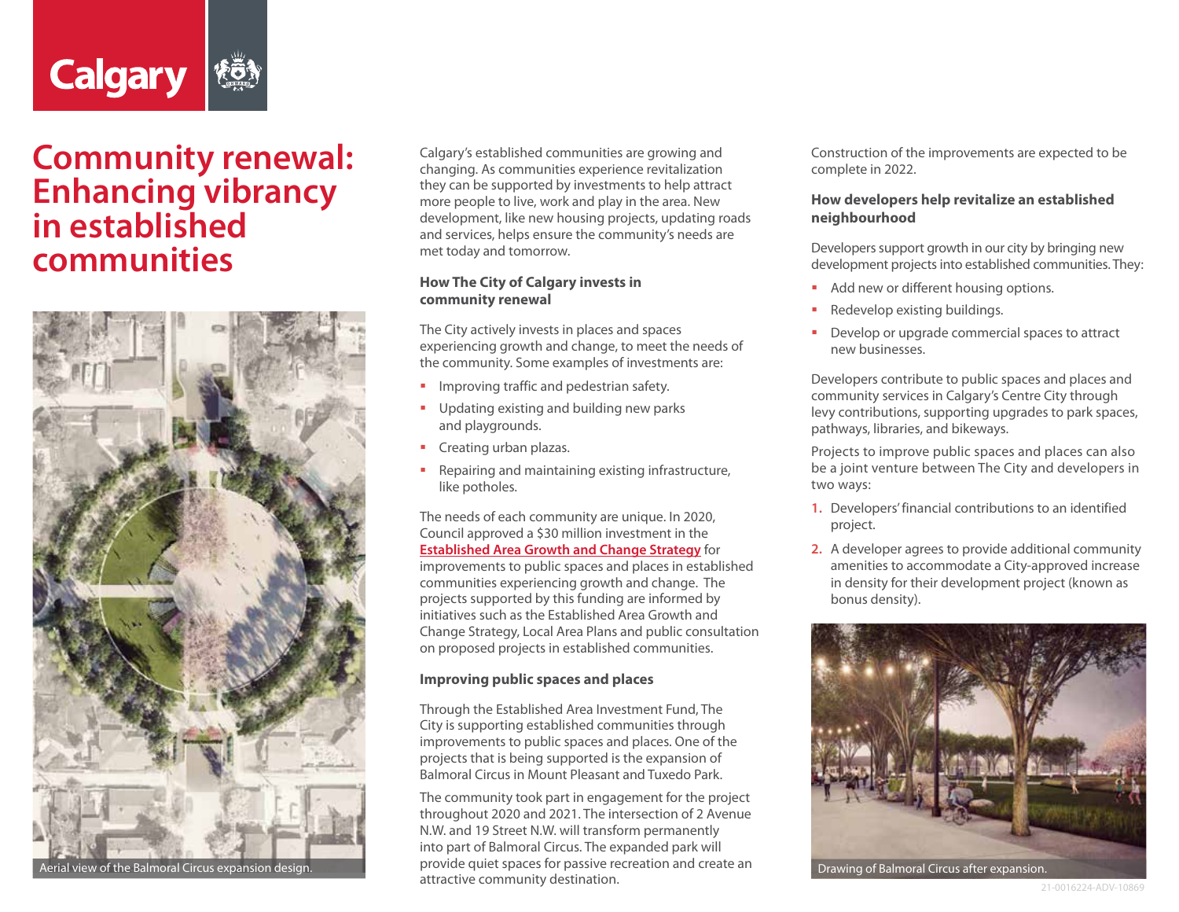Calgary

# Community renewal: Enhancing vibrancy in established communities

Aerial view of the Balmoral Circus expansion design.

Calgary's established communities are growing and changing. As communities experience revitalization they can be supported by investments to help attract more people to live, work and play in the area. New development, like new housing projects, updating roads and services, helps ensure the community's needs are met today and tomorrow.

### How The City of Calgary invests in community renewal

The City actively invests in places and spaces experiencing growth and change, to meet the needs of the community. Some examples of investments are:

- Improving traffic and pedestrian safety.
- Updating existing and building new parks and playgrounds.
- Creating urban plazas.
- Repairing and maintaining existing infrastructure, like potholes.

The needs of each community are unique. In 2020, Council approved a $30 million investment in the **Established Area Growth and Change Strategy** for improvements to public spaces and places in established communities experiencing growth and change. The projects supported by this funding are informed by initiatives such as the Established Area Growth and Change Strategy, Local Area Plans and public consultation on proposed projects in established communities.

### Improving public spaces and places

Through the Established Area Investment Fund, The City is supporting established communities through improvements to public spaces and places. One of the projects that is being supported is the expansion of Balmoral Circus in Mount Pleasant and Tuxedo Park.

The community took part in engagement for the project throughout 2020 and 2021. The intersection of 2 Avenue N.W. and 19 Street N.W. will transform permanently into part of Balmoral Circus. The expanded park will provide quiet spaces for passive recreation and create an attractive community destination.

Construction of the improvements are expected to be complete in 2022.

### How developers help revitalize an established neighbourhood

Developers support growth in our city by bringing new development projects into established communities. They:

- Add new or different housing options.
- Redevelop existing buildings.
- Develop or upgrade commercial spaces to attract new businesses.

Developers contribute to public spaces and places and community services in Calgary's Centre City through levy contributions, supporting upgrades to park spaces, pathways, libraries, and bikeways.

Projects to improve public spaces and places can also be a joint venture between The City and developers in two ways:

1. Developers' financial contributions to an identified project.
2. A developer agrees to provide additional community amenities to accommodate a City-approved increase in density for their development project (known as bonus density).

Drawing of Balmoral Circus after expansion.

21-0016224-ADV-10869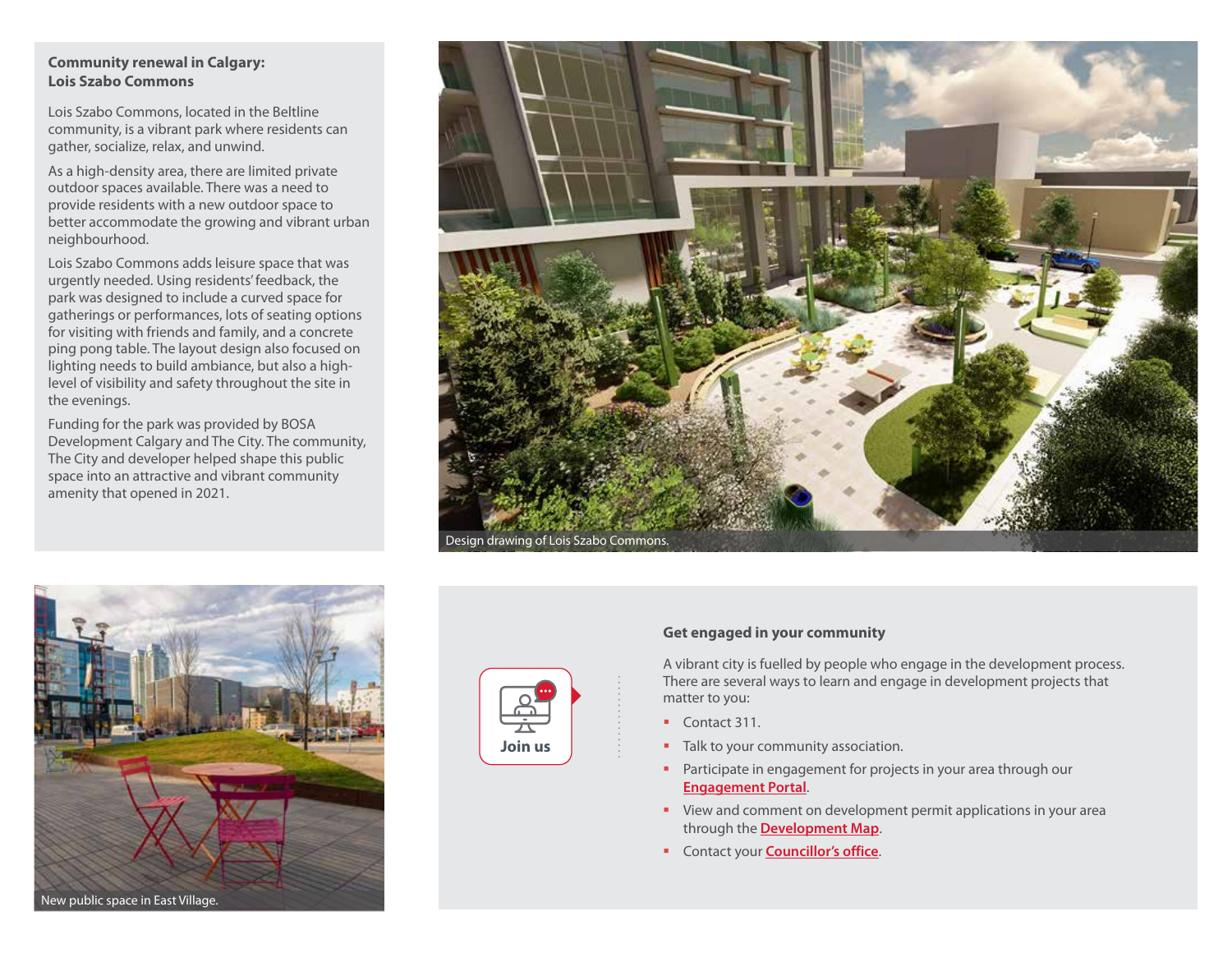### Community renewal in Calgary: Lois Szabo Commons

Lois Szabo Commons, located in the Beltline community, is a vibrant park where residents can gather, socialize, relax, and unwind.

As a high-density area, there are limited private outdoor spaces available. There was a need to provide residents with a new outdoor space to better accommodate the growing and vibrant urban neighbourhood.

Lois Szabo Commons adds leisure space that was urgently needed. Using residents' feedback, the park was designed to include a curved space for gatherings or performances, lots of seating options for visiting with friends and family, and a concrete ping pong table. The layout design also focused on lighting needs to build ambiance, but also a high-level of visibility and safety throughout the site in the evenings.

Funding for the park was provided by BOSA Development Calgary and The City. The community, The City and developer helped shape this public space into an attractive and vibrant community amenity that opened in 2021.

Design drawing of Lois Szabo Commons.

New public space in East Village.

Join us

### Get engaged in your community

A vibrant city is fuelled by people who engage in the development process. There are several ways to learn and engage in development projects that matter to you:

- Contact 311.
- Talk to your community association.
- Participate in engagement for projects in your area through our **Engagement Portal**.
- View and comment on development permit applications in your area through the **Development Map**.
- Contact your **Councillor's office**.